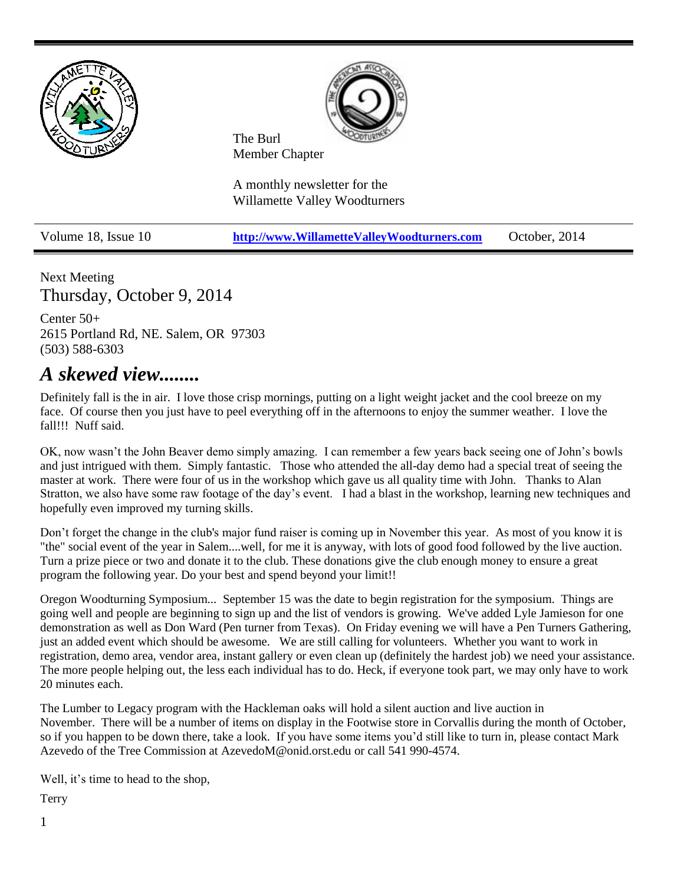The Burl
Member Chapter

A monthly newsletter for the
Willamette Valley Woodturners

Volume 18, Issue 10 | **http://www.WillametteValleyWoodturners.com** | October, 2014

Next Meeting
## Thursday, October 9, 2014

Center 50+
2615 Portland Rd, NE. Salem, OR 97303
(503) 588-6303

# *A skewed view........*

Definitely fall is the in air. I love those crisp mornings, putting on a light weight jacket and the cool breeze on my face. Of course then you just have to peel everything off in the afternoons to enjoy the summer weather. I love the fall!!! Nuff said.

OK, now wasn't the John Beaver demo simply amazing. I can remember a few years back seeing one of John's bowls and just intrigued with them. Simply fantastic. Those who attended the all-day demo had a special treat of seeing the master at work. There were four of us in the workshop which gave us all quality time with John. Thanks to Alan Stratton, we also have some raw footage of the day's event. I had a blast in the workshop, learning new techniques and hopefully even improved my turning skills.

Don't forget the change in the club's major fund raiser is coming up in November this year. As most of you know it is "the" social event of the year in Salem....well, for me it is anyway, with lots of good food followed by the live auction. Turn a prize piece or two and donate it to the club. These donations give the club enough money to ensure a great program the following year. Do your best and spend beyond your limit!!

Oregon Woodturning Symposium... September 15 was the date to begin registration for the symposium. Things are going well and people are beginning to sign up and the list of vendors is growing. We've added Lyle Jamieson for one demonstration as well as Don Ward (Pen turner from Texas). On Friday evening we will have a Pen Turners Gathering, just an added event which should be awesome. We are still calling for volunteers. Whether you want to work in registration, demo area, vendor area, instant gallery or even clean up (definitely the hardest job) we need your assistance. The more people helping out, the less each individual has to do. Heck, if everyone took part, we may only have to work 20 minutes each.

The Lumber to Legacy program with the Hackleman oaks will hold a silent auction and live auction in November. There will be a number of items on display in the Footwise store in Corvallis during the month of October, so if you happen to be down there, take a look. If you have some items you'd still like to turn in, please contact Mark Azevedo of the Tree Commission at AzevedoM@onid.orst.edu or call 541 990-4574.

Well, it's time to head to the shop,

Terry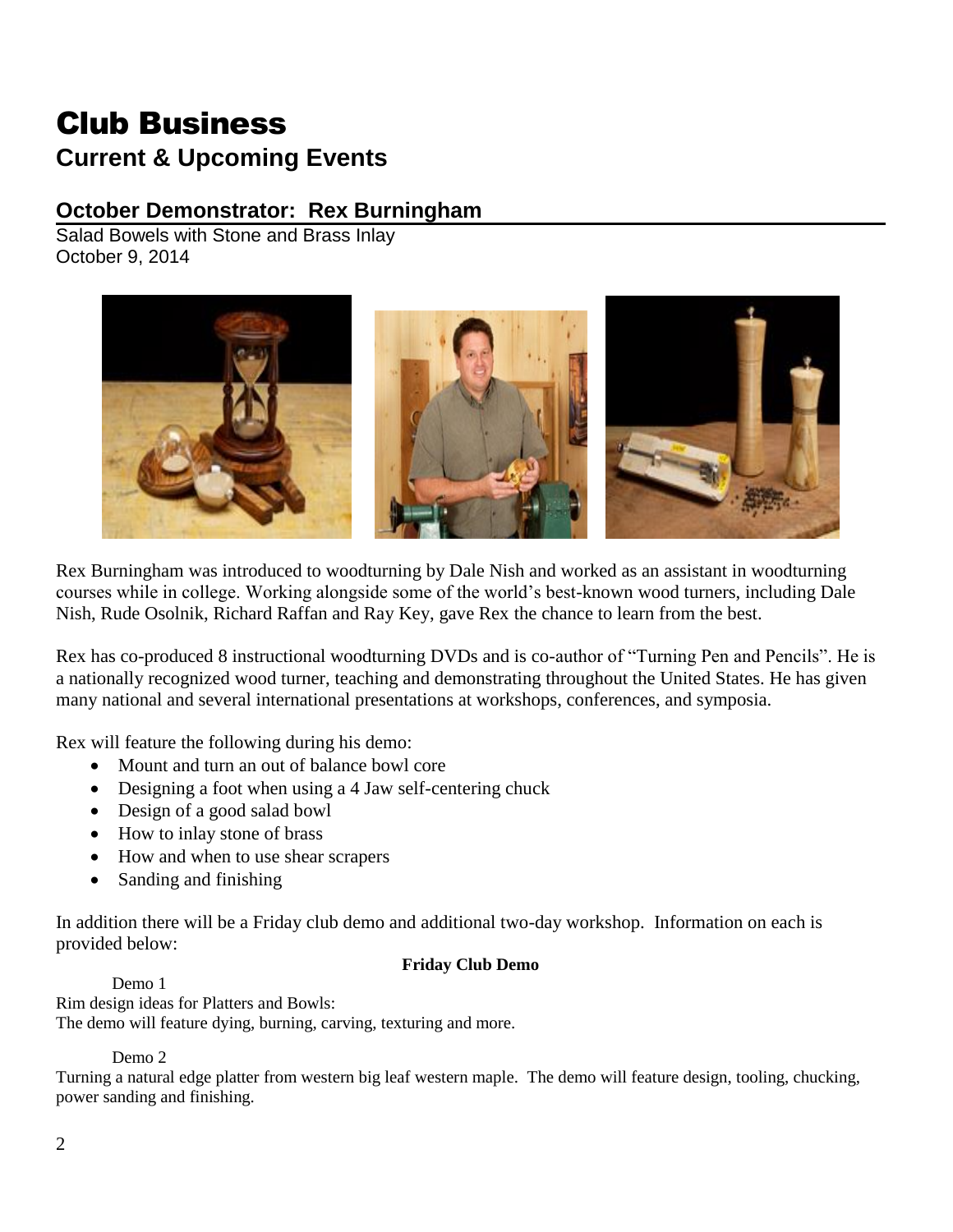# Club Business

## Current & Upcoming Events

### October Demonstrator: Rex Burningham

Salad Bowels with Stone and Brass Inlay
October 9, 2014

Rex Burningham was introduced to woodturning by Dale Nish and worked as an assistant in woodturning courses while in college. Working alongside some of the world's best-known wood turners, including Dale Nish, Rude Osolnik, Richard Raffan and Ray Key, gave Rex the chance to learn from the best.

Rex has co-produced 8 instructional woodturning DVDs and is co-author of "Turning Pen and Pencils". He is a nationally recognized wood turner, teaching and demonstrating throughout the United States. He has given many national and several international presentations at workshops, conferences, and symposia.

Rex will feature the following during his demo:

- Mount and turn an out of balance bowl core
- Designing a foot when using a 4 Jaw self-centering chuck
- Design of a good salad bowl
- How to inlay stone of brass
- How and when to use shear scrapers
- Sanding and finishing

In addition there will be a Friday club demo and additional two-day workshop. Information on each is provided below:

**Friday Club Demo**

Demo 1

Rim design ideas for Platters and Bowls:
The demo will feature dying, burning, carving, texturing and more.

Demo 2

Turning a natural edge platter from western big leaf western maple. The demo will feature design, tooling, chucking, power sanding and finishing.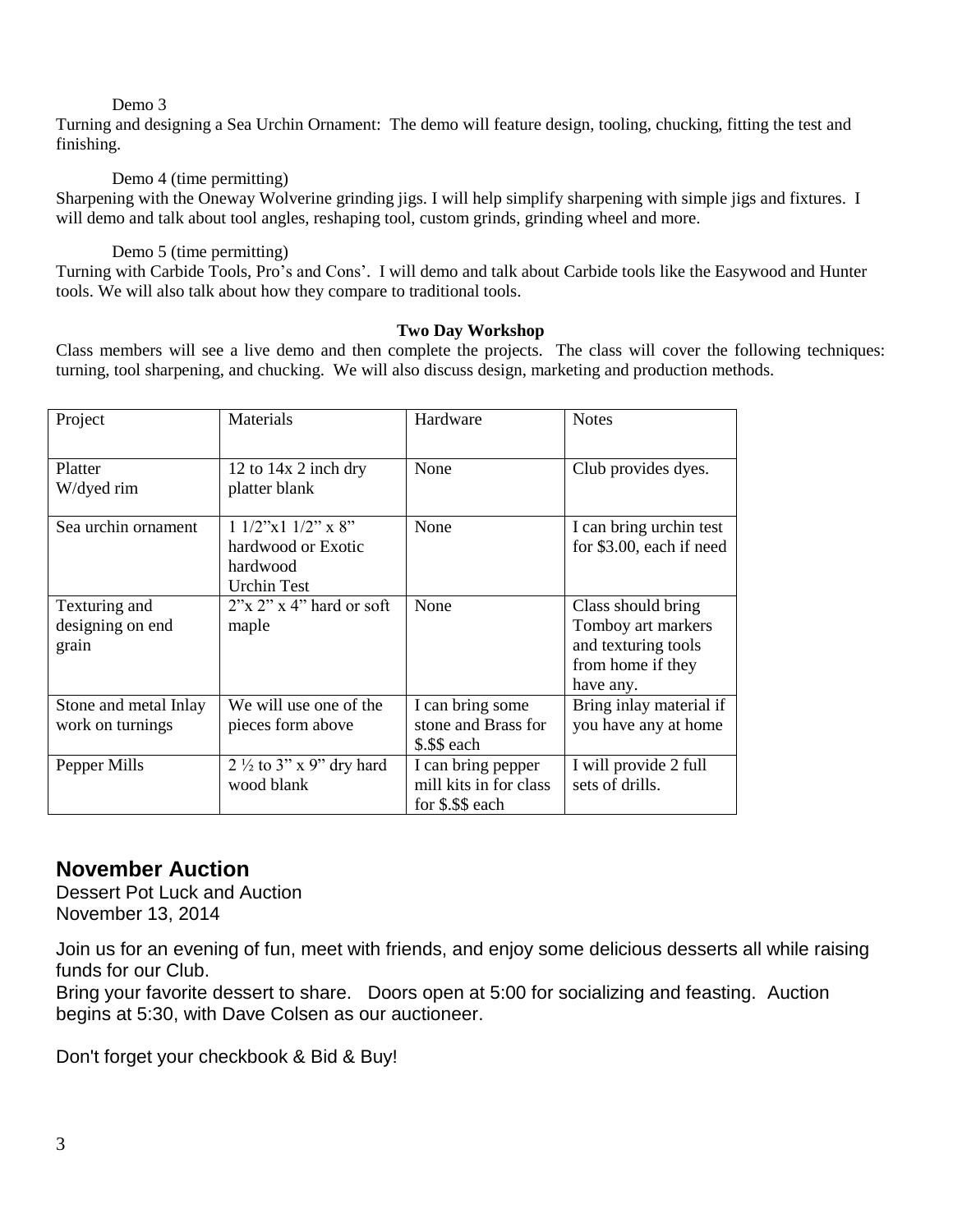Demo 3

Turning and designing a Sea Urchin Ornament: The demo will feature design, tooling, chucking, fitting the test and finishing.

Demo 4 (time permitting)

Sharpening with the Oneway Wolverine grinding jigs. I will help simplify sharpening with simple jigs and fixtures. I will demo and talk about tool angles, reshaping tool, custom grinds, grinding wheel and more.

Demo 5 (time permitting)

Turning with Carbide Tools, Pro's and Cons'. I will demo and talk about Carbide tools like the Easywood and Hunter tools. We will also talk about how they compare to traditional tools.

**Two Day Workshop**

Class members will see a live demo and then complete the projects. The class will cover the following techniques: turning, tool sharpening, and chucking. We will also discuss design, marketing and production methods.

| Project | Materials | Hardware | Notes |
|---|---|---|---|
| Platter W/dyed rim | 12 to 14x 2 inch dry platter blank | None | Club provides dyes. |
| Sea urchin ornament | 1 1/2"x1 1/2" x 8" hardwood or Exotic hardwood Urchin Test | None | I can bring urchin test for $3.00, each if need |
| Texturing and designing on end grain | 2"x 2" x 4" hard or soft maple | None | Class should bring Tomboy art markers and texturing tools from home if they have any. |
| Stone and metal Inlay work on turnings | We will use one of the pieces form above | I can bring some stone and Brass for $.$$ each | Bring inlay material if you have any at home |
| Pepper Mills | 2 ½ to 3" x 9" dry hard wood blank | I can bring pepper mill kits in for class for $.$$ each | I will provide 2 full sets of drills. |

## November Auction

Dessert Pot Luck and Auction
November 13, 2014

Join us for an evening of fun, meet with friends, and enjoy some delicious desserts all while raising funds for our Club.
Bring your favorite dessert to share. Doors open at 5:00 for socializing and feasting. Auction begins at 5:30, with Dave Colsen as our auctioneer.

Don't forget your checkbook & Bid & Buy!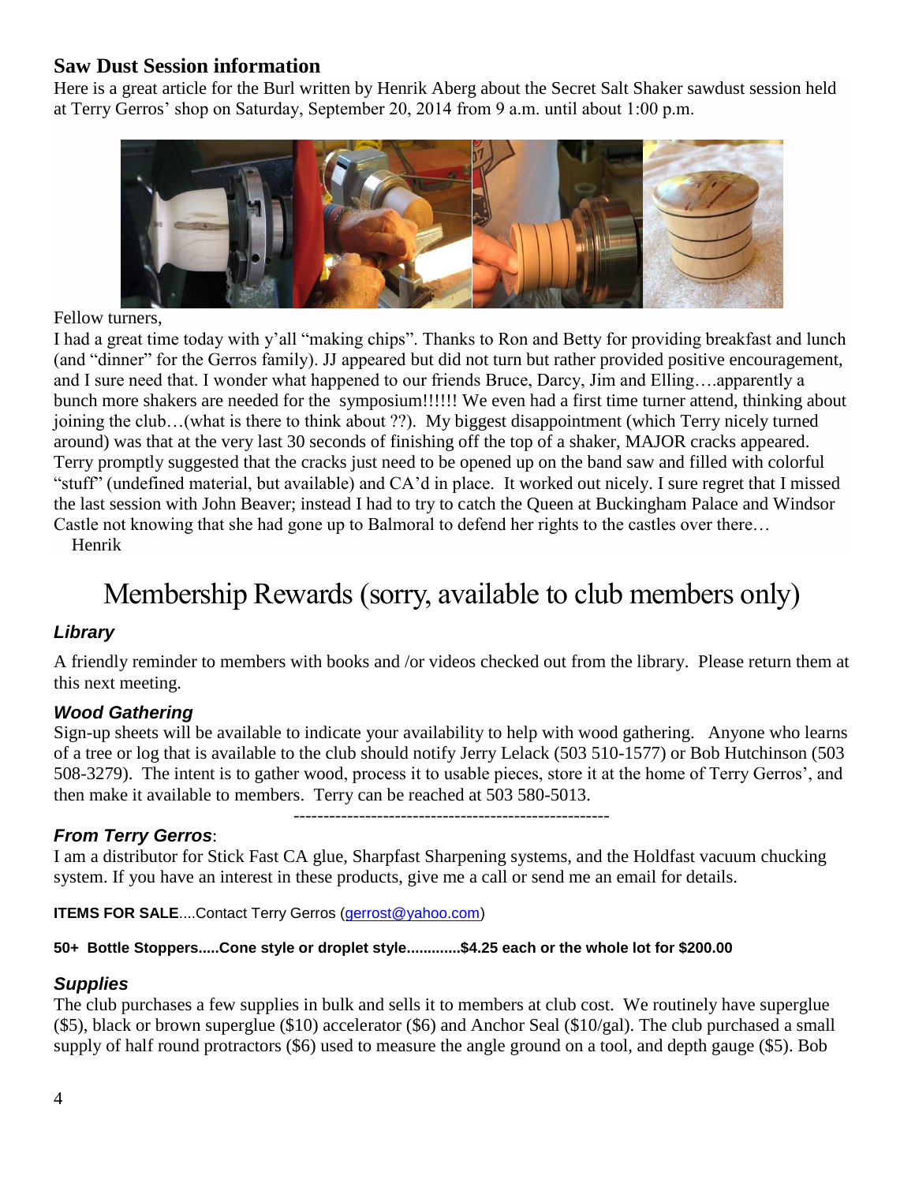## Saw Dust Session information

Here is a great article for the Burl written by Henrik Aberg about the Secret Salt Shaker sawdust session held at Terry Gerros' shop on Saturday, September 20, 2014 from 9 a.m. until about 1:00 p.m.

Fellow turners,

I had a great time today with y'all "making chips". Thanks to Ron and Betty for providing breakfast and lunch (and "dinner" for the Gerros family). JJ appeared but did not turn but rather provided positive encouragement, and I sure need that. I wonder what happened to our friends Bruce, Darcy, Jim and Elling….apparently a bunch more shakers are needed for the symposium!!!!!! We even had a first time turner attend, thinking about joining the club…(what is there to think about ??). My biggest disappointment (which Terry nicely turned around) was that at the very last 30 seconds of finishing off the top of a shaker, MAJOR cracks appeared. Terry promptly suggested that the cracks just need to be opened up on the band saw and filled with colorful "stuff" (undefined material, but available) and CA'd in place. It worked out nicely. I sure regret that I missed the last session with John Beaver; instead I had to try to catch the Queen at Buckingham Palace and Windsor Castle not knowing that she had gone up to Balmoral to defend her rights to the castles over there…

Henrik

# Membership Rewards (sorry, available to club members only)

### *Library*

A friendly reminder to members with books and /or videos checked out from the library. Please return them at this next meeting.

### *Wood Gathering*

Sign-up sheets will be available to indicate your availability to help with wood gathering. Anyone who learns of a tree or log that is available to the club should notify Jerry Lelack (503 510-1577) or Bob Hutchinson (503 508-3279). The intent is to gather wood, process it to usable pieces, store it at the home of Terry Gerros', and then make it available to members. Terry can be reached at 503 580-5013.

-----------------------------------------------------

### *From Terry Gerros*:

I am a distributor for Stick Fast CA glue, Sharpfast Sharpening systems, and the Holdfast vacuum chucking system. If you have an interest in these products, give me a call or send me an email for details.

**ITEMS FOR SALE**....Contact Terry Gerros (gerrost@yahoo.com)

**50+ Bottle Stoppers.....Cone style or droplet style.............$4.25 each or the whole lot for $200.00**

### *Supplies*

The club purchases a few supplies in bulk and sells it to members at club cost. We routinely have superglue ($5), black or brown superglue ($10) accelerator ($6) and Anchor Seal ($10/gal). The club purchased a small supply of half round protractors ($6) used to measure the angle ground on a tool, and depth gauge ($5). Bob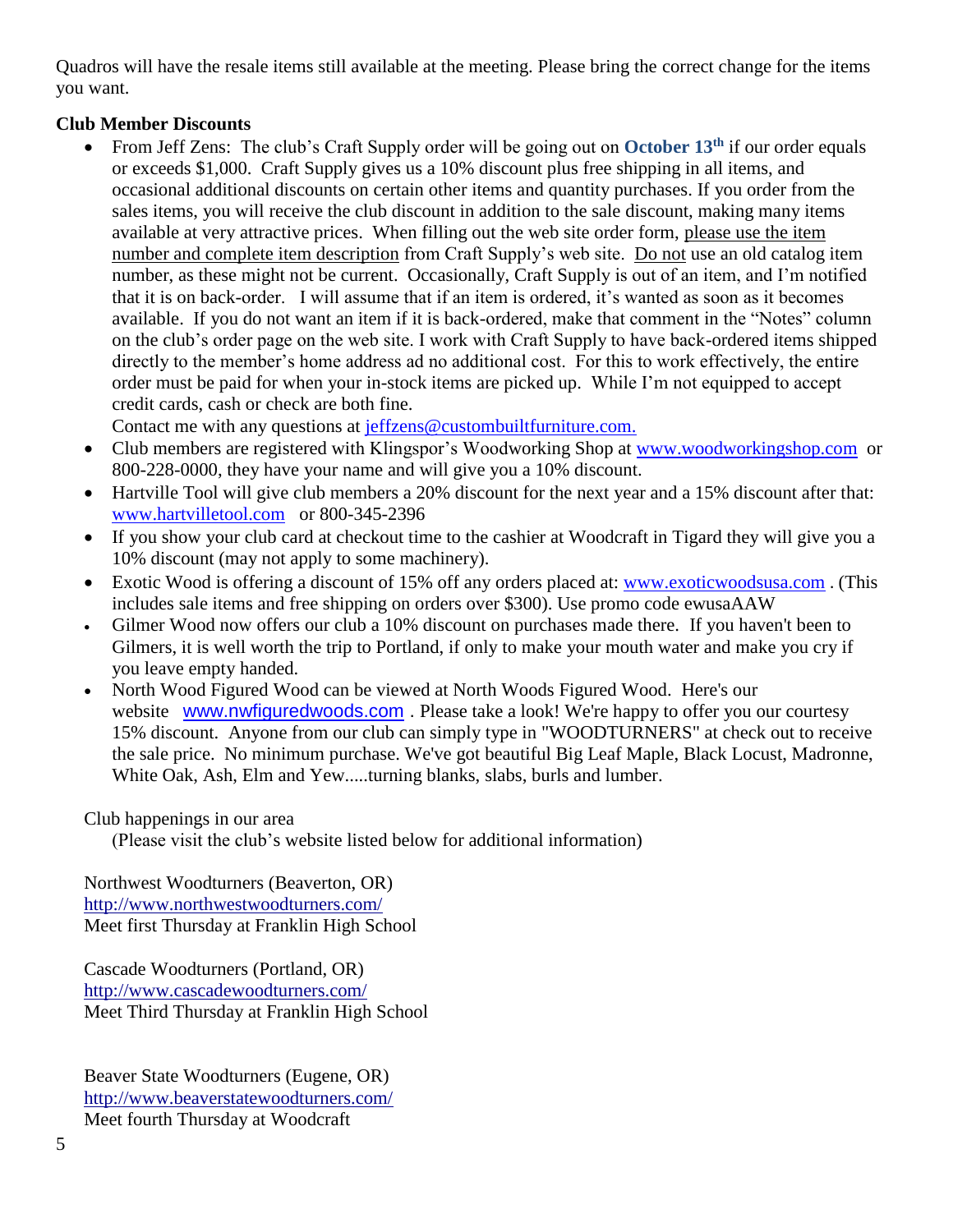Quadros will have the resale items still available at the meeting. Please bring the correct change for the items you want.

**Club Member Discounts**

- From Jeff Zens: The club's Craft Supply order will be going out on **October 13th** if our order equals or exceeds $1,000. Craft Supply gives us a 10% discount plus free shipping in all items, and occasional additional discounts on certain other items and quantity purchases. If you order from the sales items, you will receive the club discount in addition to the sale discount, making many items available at very attractive prices. When filling out the web site order form, please use the item number and complete item description from Craft Supply's web site. Do not use an old catalog item number, as these might not be current. Occasionally, Craft Supply is out of an item, and I'm notified that it is on back-order. I will assume that if an item is ordered, it's wanted as soon as it becomes available. If you do not want an item if it is back-ordered, make that comment in the "Notes" column on the club's order page on the web site. I work with Craft Supply to have back-ordered items shipped directly to the member's home address ad no additional cost. For this to work effectively, the entire order must be paid for when your in-stock items are picked up. While I'm not equipped to accept credit cards, cash or check are both fine.
  Contact me with any questions at jeffzens@custombuiltfurniture.com.
- Club members are registered with Klingspor's Woodworking Shop at www.woodworkingshop.com or 800-228-0000, they have your name and will give you a 10% discount.
- Hartville Tool will give club members a 20% discount for the next year and a 15% discount after that: www.hartvilletool.com or 800-345-2396
- If you show your club card at checkout time to the cashier at Woodcraft in Tigard they will give you a 10% discount (may not apply to some machinery).
- Exotic Wood is offering a discount of 15% off any orders placed at: www.exoticwoodsusa.com . (This includes sale items and free shipping on orders over $300). Use promo code ewusaAAW
- Gilmer Wood now offers our club a 10% discount on purchases made there. If you haven't been to Gilmers, it is well worth the trip to Portland, if only to make your mouth water and make you cry if you leave empty handed.
- North Wood Figured Wood can be viewed at North Woods Figured Wood. Here's our website www.nwfiguredwoods.com . Please take a look! We're happy to offer you our courtesy 15% discount. Anyone from our club can simply type in "WOODTURNERS" at check out to receive the sale price. No minimum purchase. We've got beautiful Big Leaf Maple, Black Locust, Madronne, White Oak, Ash, Elm and Yew.....turning blanks, slabs, burls and lumber.

Club happenings in our area
(Please visit the club's website listed below for additional information)

Northwest Woodturners (Beaverton, OR)
http://www.northwestwoodturners.com/
Meet first Thursday at Franklin High School

Cascade Woodturners (Portland, OR)
http://www.cascadewoodturners.com/
Meet Third Thursday at Franklin High School

Beaver State Woodturners (Eugene, OR)
http://www.beaverstatewoodturners.com/
Meet fourth Thursday at Woodcraft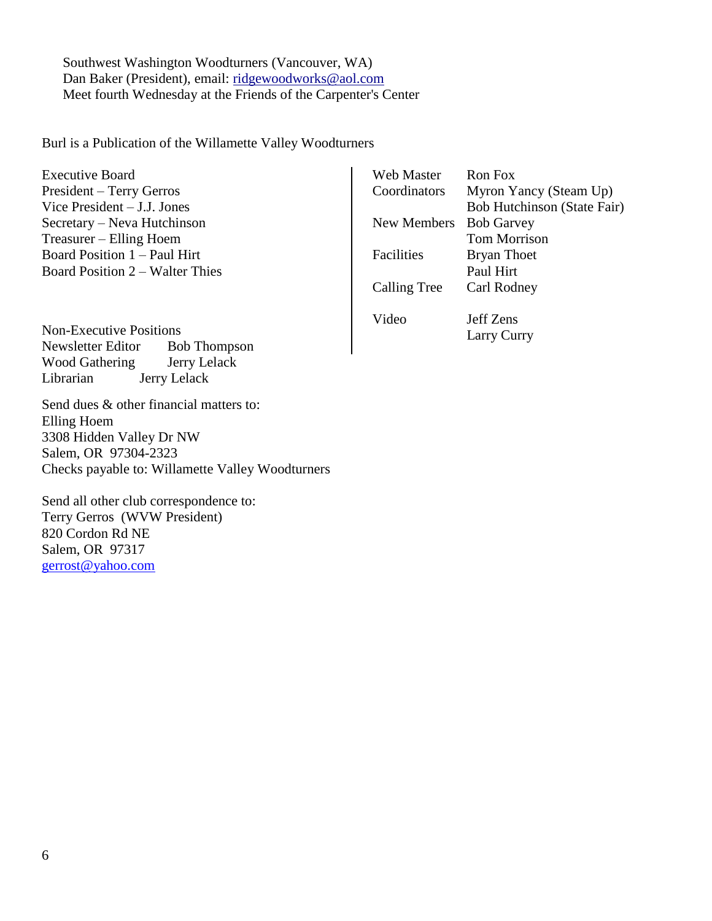Southwest Washington Woodturners (Vancouver, WA)
Dan Baker (President), email: ridgewoodworks@aol.com
Meet fourth Wednesday at the Friends of the Carpenter's Center

Burl is a Publication of the Willamette Valley Woodturners

Executive Board
President – Terry Gerros
Vice President – J.J. Jones
Secretary – Neva Hutchinson
Treasurer – Elling Hoem
Board Position 1 – Paul Hirt
Board Position 2 – Walter Thies

Non-Executive Positions

| | |
|---|---|
| Newsletter Editor | Bob Thompson |
| Wood Gathering | Jerry Lelack |
| Librarian | Jerry Lelack |
| Web Master | Ron Fox |
| Coordinators | Myron Yancy (Steam Up) |
| | Bob Hutchinson (State Fair) |
| New Members | Bob Garvey |
| | Tom Morrison |
| Facilities | Bryan Thoet |
| | Paul Hirt |
| Calling Tree | Carl Rodney |
| Video | Jeff Zens |
| | Larry Curry |

Send dues & other financial matters to:
Elling Hoem
3308 Hidden Valley Dr NW
Salem, OR 97304-2323
Checks payable to: Willamette Valley Woodturners

Send all other club correspondence to:
Terry Gerros (WVW President)
820 Cordon Rd NE
Salem, OR 97317
gerrost@yahoo.com